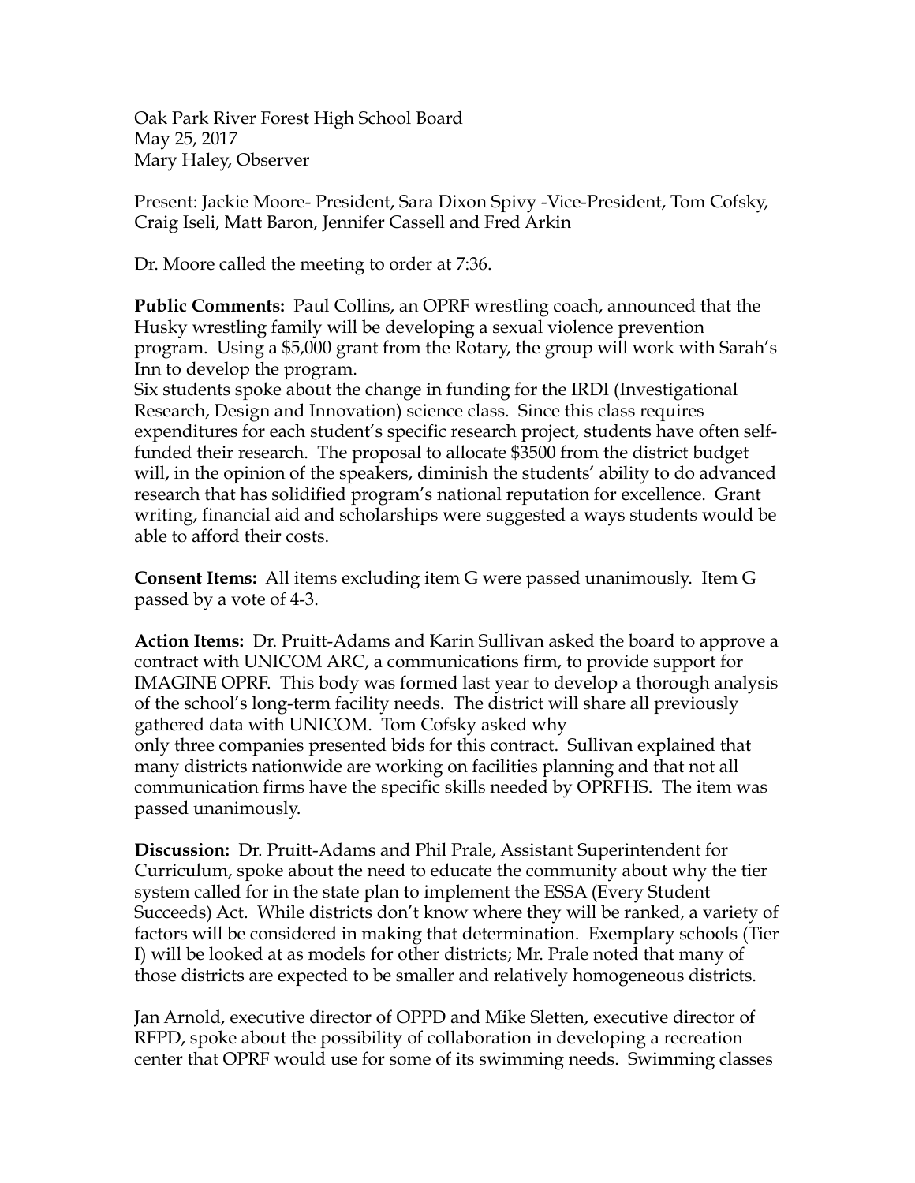Oak Park River Forest High School Board
May 25, 2017
Mary Haley, Observer

Present: Jackie Moore- President, Sara Dixon Spivy -Vice-President, Tom Cofsky, Craig Iseli, Matt Baron, Jennifer Cassell and Fred Arkin

Dr. Moore called the meeting to order at 7:36.

**Public Comments:** Paul Collins, an OPRF wrestling coach, announced that the Husky wrestling family will be developing a sexual violence prevention program. Using a $5,000 grant from the Rotary, the group will work with Sarah's Inn to develop the program.
Six students spoke about the change in funding for the IRDI (Investigational Research, Design and Innovation) science class. Since this class requires expenditures for each student's specific research project, students have often self-funded their research. The proposal to allocate $3500 from the district budget will, in the opinion of the speakers, diminish the students' ability to do advanced research that has solidified program's national reputation for excellence. Grant writing, financial aid and scholarships were suggested a ways students would be able to afford their costs.

**Consent Items:** All items excluding item G were passed unanimously. Item G passed by a vote of 4-3.

**Action Items:** Dr. Pruitt-Adams and Karin Sullivan asked the board to approve a contract with UNICOM ARC, a communications firm, to provide support for IMAGINE OPRF. This body was formed last year to develop a thorough analysis of the school's long-term facility needs. The district will share all previously gathered data with UNICOM. Tom Cofsky asked why only three companies presented bids for this contract. Sullivan explained that many districts nationwide are working on facilities planning and that not all communication firms have the specific skills needed by OPRFHS. The item was passed unanimously.

**Discussion:** Dr. Pruitt-Adams and Phil Prale, Assistant Superintendent for Curriculum, spoke about the need to educate the community about why the tier system called for in the state plan to implement the ESSA (Every Student Succeeds) Act. While districts don't know where they will be ranked, a variety of factors will be considered in making that determination. Exemplary schools (Tier I) will be looked at as models for other districts; Mr. Prale noted that many of those districts are expected to be smaller and relatively homogeneous districts.

Jan Arnold, executive director of OPPD and Mike Sletten, executive director of RFPD, spoke about the possibility of collaboration in developing a recreation center that OPRF would use for some of its swimming needs. Swimming classes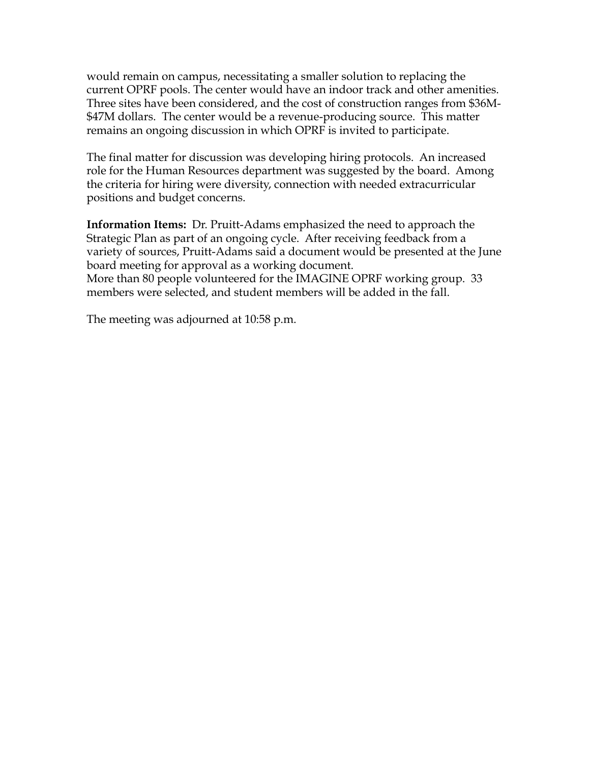would remain on campus, necessitating a smaller solution to replacing the current OPRF pools. The center would have an indoor track and other amenities. Three sites have been considered, and the cost of construction ranges from $36M-$47M dollars. The center would be a revenue-producing source. This matter remains an ongoing discussion in which OPRF is invited to participate.

The final matter for discussion was developing hiring protocols. An increased role for the Human Resources department was suggested by the board. Among the criteria for hiring were diversity, connection with needed extracurricular positions and budget concerns.

**Information Items:** Dr. Pruitt-Adams emphasized the need to approach the Strategic Plan as part of an ongoing cycle. After receiving feedback from a variety of sources, Pruitt-Adams said a document would be presented at the June board meeting for approval as a working document.
More than 80 people volunteered for the IMAGINE OPRF working group. 33 members were selected, and student members will be added in the fall.

The meeting was adjourned at 10:58 p.m.